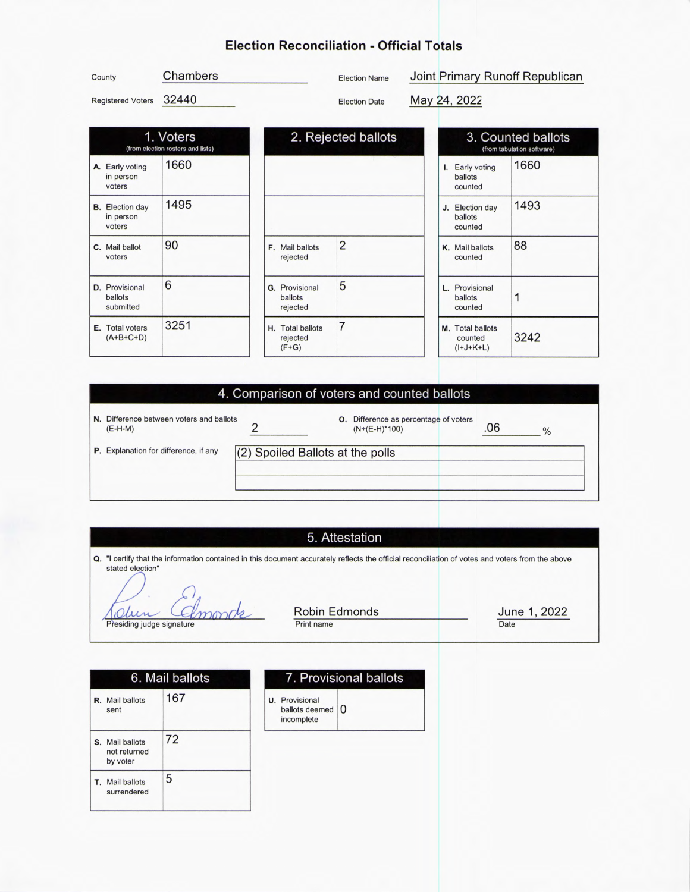# Election Reconciliation - Official Totals

County: Chambers

Registered Voters: 32440

Election Name: Joint Primary Runoff Republican

Election Date: May 24, 2022

| 1. Voters (from election rosters and lists) | | 2. Rejected ballots | | 3. Counted ballots (from tabulation software) | |
|---|---|---|---|---|---|
| A. Early voting in person voters | 1660 | | | I. Early voting ballots counted | 1660 |
| B. Election day in person voters | 1495 | | | J. Election day ballots counted | 1493 |
| C. Mail ballot voters | 90 | F. Mail ballots rejected | 2 | K. Mail ballots counted | 88 |
| D. Provisional ballots submitted | 6 | G. Provisional ballots rejected | 5 | L. Provisional ballots counted | 1 |
| E. Total voters (A+B+C+D) | 3251 | H. Total ballots rejected (F+G) | 7 | M. Total ballots counted (I+J+K+L) | 3242 |

## 4. Comparison of voters and counted ballots

N. Difference between voters and ballots (E-H-M): 2

O. Difference as percentage of voters (N÷(E-H)*100): .06 %

P. Explanation for difference, if any: (2) Spoiled Ballots at the polls

## 5. Attestation

Q. "I certify that the information contained in this document accurately reflects the official reconciliation of votes and voters from the above stated election"

Presiding judge signature: Robin Edmonds

Print name: Robin Edmonds

Date: June 1, 2022

| 6. Mail ballots | |
|---|---|
| R. Mail ballots sent | 167 |
| S. Mail ballots not returned by voter | 72 |
| T. Mail ballots surrendered | 5 |

| 7. Provisional ballots | |
|---|---|
| U. Provisional ballots deemed incomplete | 0 |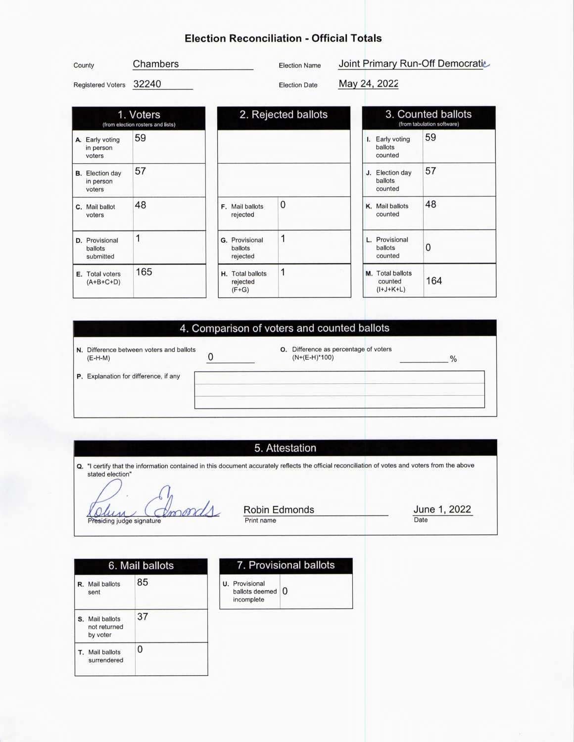# Election Reconciliation - Official Totals

| | | | |
|---|---|---|---|
| County | Chambers | Election Name | Joint Primary Run-Off Democratic |
| Registered Voters | 32240 | Election Date | May 24, 2022 |

| 1. Voters (from election rosters and lists) | | 2. Rejected ballots | | 3. Counted ballots (from tabulation software) | |
|---|---|---|---|---|---|
| A. Early voting in person voters | 59 | | | I. Early voting ballots counted | 59 |
| B. Election day in person voters | 57 | | | J. Election day ballots counted | 57 |
| C. Mail ballot voters | 48 | F. Mail ballots rejected | 0 | K. Mail ballots counted | 48 |
| D. Provisional ballots submitted | 1 | G. Provisional ballots rejected | 1 | L. Provisional ballots counted | 0 |
| E. Total voters (A+B+C+D) | 165 | H. Total ballots rejected (F+G) | 1 | M. Total ballots counted (I+J+K+L) | 164 |

## 4. Comparison of voters and counted ballots

| | | | |
|---|---|---|---|
| N. Difference between voters and ballots (E-H-M) | 0 | O. Difference as percentage of voters (N÷(E-H)*100) | % |

P. Explanation for difference, if any

## 5. Attestation

Q. "I certify that the information contained in this document accurately reflects the official reconciliation of votes and voters from the above stated election"

| Presiding judge signature | Print name | Date |
|---|---|---|
| *Robin Edmonds* (signature) | Robin Edmonds | June 1, 2022 |

| 6. Mail ballots | |
|---|---|
| R. Mail ballots sent | 85 |
| S. Mail ballots not returned by voter | 37 |
| T. Mail ballots surrendered | 0 |

| 7. Provisional ballots | |
|---|---|
| U. Provisional ballots deemed incomplete | 0 |